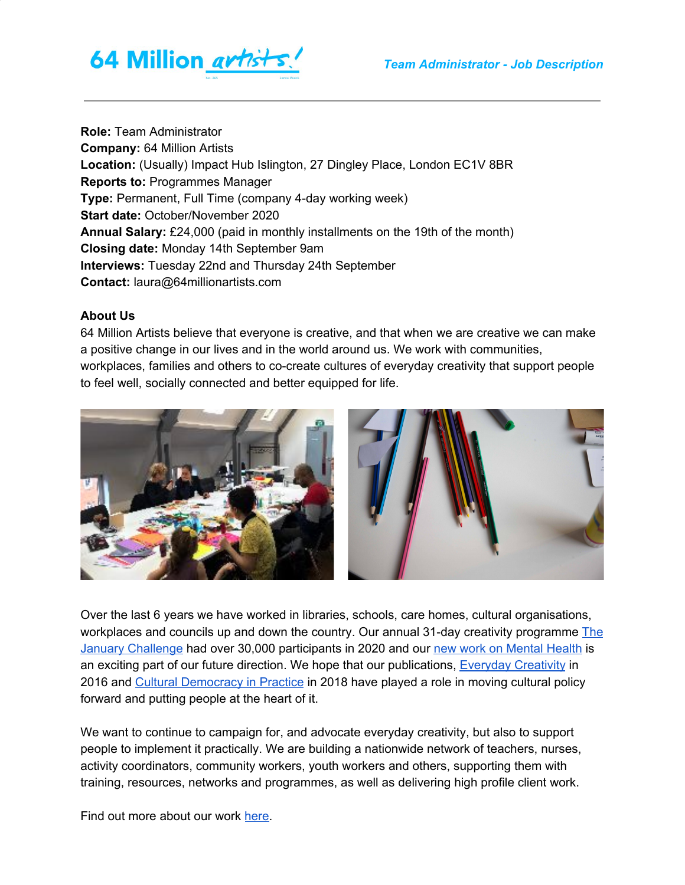**Role:** Team Administrator
**Company:** 64 Million Artists
**Location:** (Usually) Impact Hub Islington, 27 Dingley Place, London EC1V 8BR
**Reports to:** Programmes Manager
**Type:** Permanent, Full Time (company 4-day working week)
**Start date:** October/November 2020
**Annual Salary:** £24,000 (paid in monthly installments on the 19th of the month)
**Closing date:** Monday 14th September 9am
**Interviews:** Tuesday 22nd and Thursday 24th September
**Contact:** laura@64millionartists.com

**About Us**

64 Million Artists believe that everyone is creative, and that when we are creative we can make a positive change in our lives and in the world around us. We work with communities, workplaces, families and others to co-create cultures of everyday creativity that support people to feel well, socially connected and better equipped for life.

Over the last 6 years we have worked in libraries, schools, care homes, cultural organisations, workplaces and councils up and down the country. Our annual 31-day creativity programme The January Challenge had over 30,000 participants in 2020 and our new work on Mental Health is an exciting part of our future direction. We hope that our publications, Everyday Creativity in 2016 and Cultural Democracy in Practice in 2018 have played a role in moving cultural policy forward and putting people at the heart of it.

We want to continue to campaign for, and advocate everyday creativity, but also to support people to implement it practically. We are building a nationwide network of teachers, nurses, activity coordinators, community workers, youth workers and others, supporting them with training, resources, networks and programmes, as well as delivering high profile client work.

Find out more about our work here.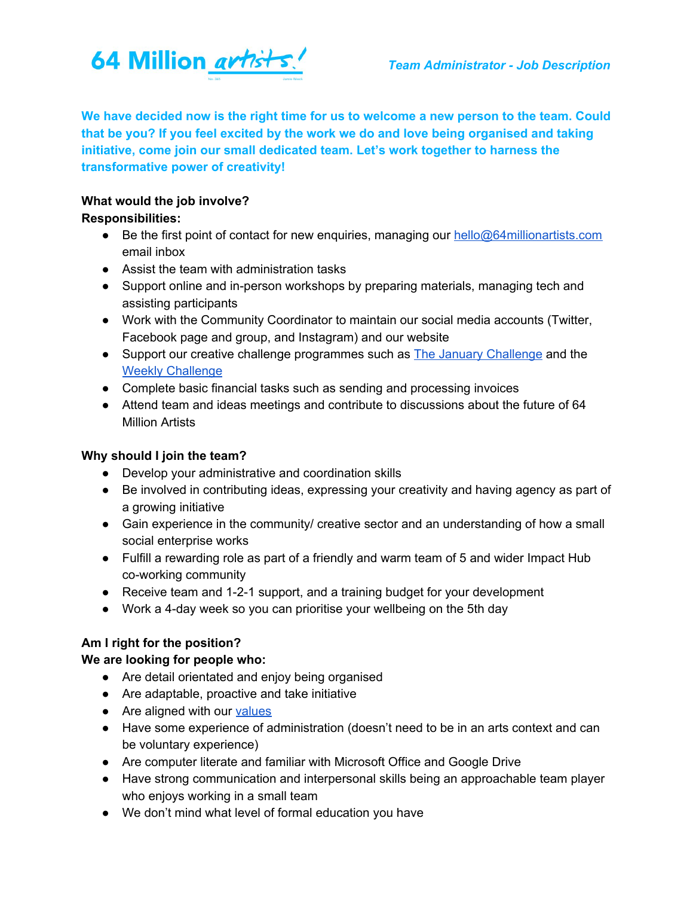64 Million *artists!*

*Team Administrator - Job Description*

**We have decided now is the right time for us to welcome a new person to the team. Could that be you? If you feel excited by the work we do and love being organised and taking initiative, come join our small dedicated team. Let's work together to harness the transformative power of creativity!**

**What would the job involve?**
**Responsibilities:**

- Be the first point of contact for new enquiries, managing our hello@64millionartists.com email inbox
- Assist the team with administration tasks
- Support online and in-person workshops by preparing materials, managing tech and assisting participants
- Work with the Community Coordinator to maintain our social media accounts (Twitter, Facebook page and group, and Instagram) and our website
- Support our creative challenge programmes such as The January Challenge and the Weekly Challenge
- Complete basic financial tasks such as sending and processing invoices
- Attend team and ideas meetings and contribute to discussions about the future of 64 Million Artists

**Why should I join the team?**

- Develop your administrative and coordination skills
- Be involved in contributing ideas, expressing your creativity and having agency as part of a growing initiative
- Gain experience in the community/ creative sector and an understanding of how a small social enterprise works
- Fulfill a rewarding role as part of a friendly and warm team of 5 and wider Impact Hub co-working community
- Receive team and 1-2-1 support, and a training budget for your development
- Work a 4-day week so you can prioritise your wellbeing on the 5th day

**Am I right for the position?**
**We are looking for people who:**

- Are detail orientated and enjoy being organised
- Are adaptable, proactive and take initiative
- Are aligned with our values
- Have some experience of administration (doesn't need to be in an arts context and can be voluntary experience)
- Are computer literate and familiar with Microsoft Office and Google Drive
- Have strong communication and interpersonal skills being an approachable team player who enjoys working in a small team
- We don't mind what level of formal education you have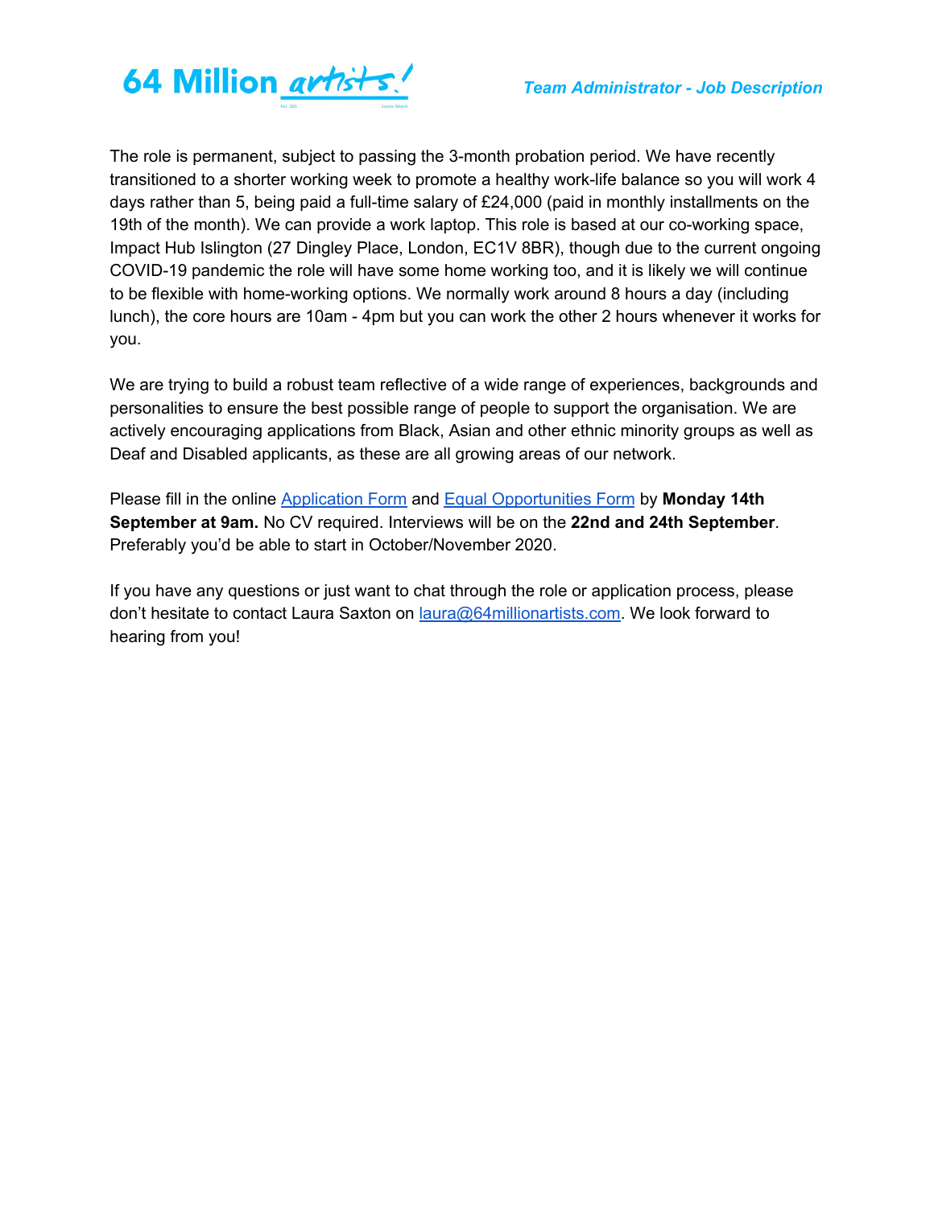The role is permanent, subject to passing the 3-month probation period. We have recently transitioned to a shorter working week to promote a healthy work-life balance so you will work 4 days rather than 5, being paid a full-time salary of £24,000 (paid in monthly installments on the 19th of the month). We can provide a work laptop. This role is based at our co-working space, Impact Hub Islington (27 Dingley Place, London, EC1V 8BR), though due to the current ongoing COVID-19 pandemic the role will have some home working too, and it is likely we will continue to be flexible with home-working options. We normally work around 8 hours a day (including lunch), the core hours are 10am - 4pm but you can work the other 2 hours whenever it works for you.

We are trying to build a robust team reflective of a wide range of experiences, backgrounds and personalities to ensure the best possible range of people to support the organisation. We are actively encouraging applications from Black, Asian and other ethnic minority groups as well as Deaf and Disabled applicants, as these are all growing areas of our network.

Please fill in the online Application Form and Equal Opportunities Form by **Monday 14th September at 9am.** No CV required. Interviews will be on the **22nd and 24th September**. Preferably you'd be able to start in October/November 2020.

If you have any questions or just want to chat through the role or application process, please don't hesitate to contact Laura Saxton on laura@64millionartists.com. We look forward to hearing from you!